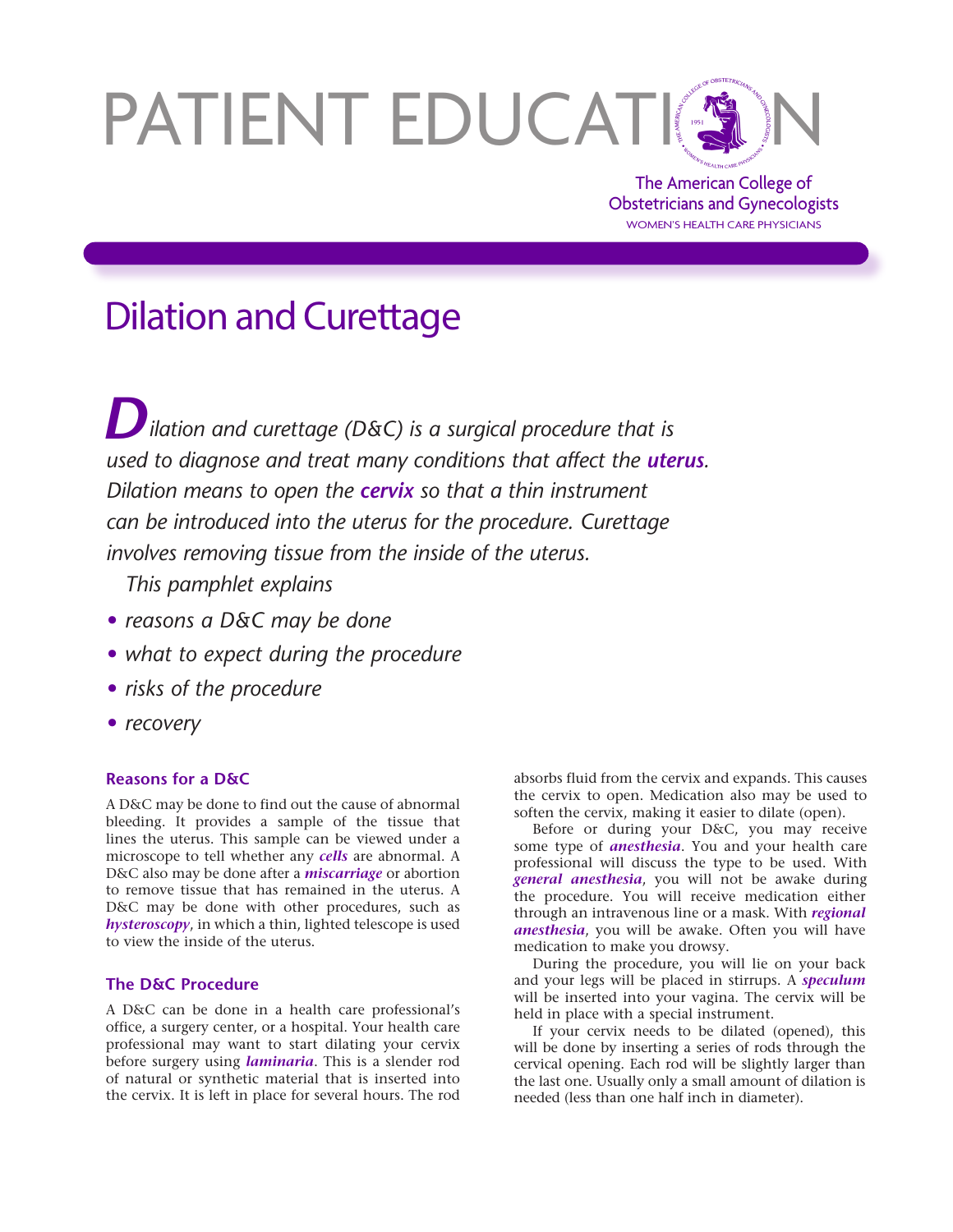# PATIENT EDUCATION

The American College of Obstetricians and Gynecologists
WOMEN'S HEALTH CARE PHYSICIANS

## Dilation and Curettage

*Dilation and curettage (D&C) is a surgical procedure that is used to diagnose and treat many conditions that affect the* ***uterus****. Dilation means to open the* ***cervix*** *so that a thin instrument can be introduced into the uterus for the procedure. Curettage involves removing tissue from the inside of the uterus.*

*This pamphlet explains*

- *reasons a D&C may be done*
- *what to expect during the procedure*
- *risks of the procedure*
- *recovery*

### Reasons for a D&C

A D&C may be done to find out the cause of abnormal bleeding. It provides a sample of the tissue that lines the uterus. This sample can be viewed under a microscope to tell whether any ***cells*** are abnormal. A D&C also may be done after a ***miscarriage*** or abortion to remove tissue that has remained in the uterus. A D&C may be done with other procedures, such as ***hysteroscopy***, in which a thin, lighted telescope is used to view the inside of the uterus.

### The D&C Procedure

A D&C can be done in a health care professional's office, a surgery center, or a hospital. Your health care professional may want to start dilating your cervix before surgery using ***laminaria***. This is a slender rod of natural or synthetic material that is inserted into the cervix. It is left in place for several hours. The rod absorbs fluid from the cervix and expands. This causes the cervix to open. Medication also may be used to soften the cervix, making it easier to dilate (open).

Before or during your D&C, you may receive some type of ***anesthesia***. You and your health care professional will discuss the type to be used. With ***general anesthesia***, you will not be awake during the procedure. You will receive medication either through an intravenous line or a mask. With ***regional anesthesia***, you will be awake. Often you will have medication to make you drowsy.

During the procedure, you will lie on your back and your legs will be placed in stirrups. A ***speculum*** will be inserted into your vagina. The cervix will be held in place with a special instrument.

If your cervix needs to be dilated (opened), this will be done by inserting a series of rods through the cervical opening. Each rod will be slightly larger than the last one. Usually only a small amount of dilation is needed (less than one half inch in diameter).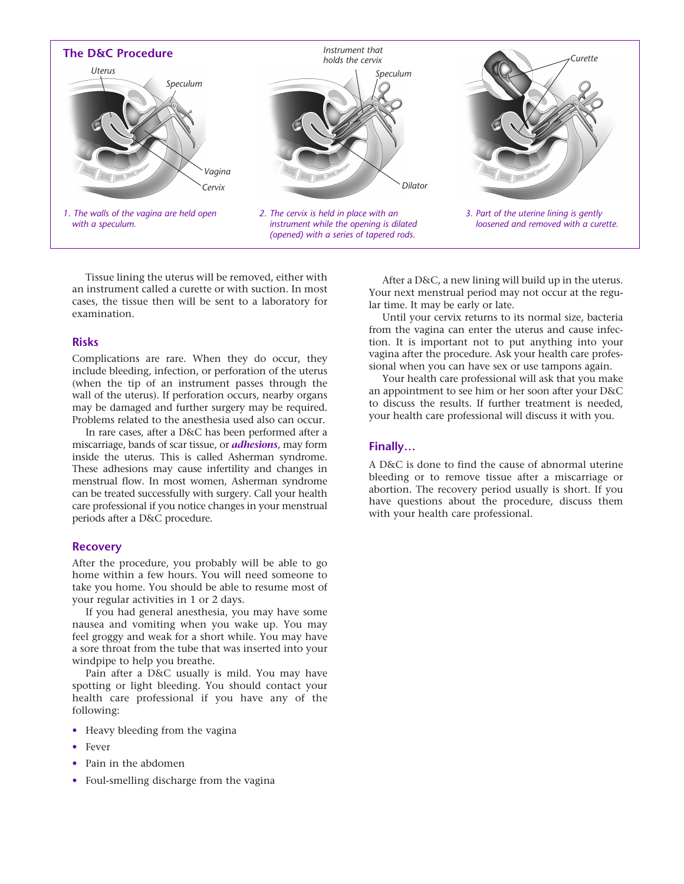## The D&C Procedure

1. The walls of the vagina are held open with a speculum.

2. The cervix is held in place with an instrument while the opening is dilated (opened) with a series of tapered rods.

3. Part of the uterine lining is gently loosened and removed with a curette.

Tissue lining the uterus will be removed, either with an instrument called a curette or with suction. In most cases, the tissue then will be sent to a laboratory for examination.

## Risks

Complications are rare. When they do occur, they include bleeding, infection, or perforation of the uterus (when the tip of an instrument passes through the wall of the uterus). If perforation occurs, nearby organs may be damaged and further surgery may be required. Problems related to the anesthesia used also can occur.

In rare cases, after a D&C has been performed after a miscarriage, bands of scar tissue, or ***adhesions***, may form inside the uterus. This is called Asherman syndrome. These adhesions may cause infertility and changes in menstrual flow. In most women, Asherman syndrome can be treated successfully with surgery. Call your health care professional if you notice changes in your menstrual periods after a D&C procedure.

## Recovery

After the procedure, you probably will be able to go home within a few hours. You will need someone to take you home. You should be able to resume most of your regular activities in 1 or 2 days.

If you had general anesthesia, you may have some nausea and vomiting when you wake up. You may feel groggy and weak for a short while. You may have a sore throat from the tube that was inserted into your windpipe to help you breathe.

Pain after a D&C usually is mild. You may have spotting or light bleeding. You should contact your health care professional if you have any of the following:

- Heavy bleeding from the vagina
- Fever
- Pain in the abdomen
- Foul-smelling discharge from the vagina

After a D&C, a new lining will build up in the uterus. Your next menstrual period may not occur at the regular time. It may be early or late.

Until your cervix returns to its normal size, bacteria from the vagina can enter the uterus and cause infection. It is important not to put anything into your vagina after the procedure. Ask your health care professional when you can have sex or use tampons again.

Your health care professional will ask that you make an appointment to see him or her soon after your D&C to discuss the results. If further treatment is needed, your health care professional will discuss it with you.

## Finally…

A D&C is done to find the cause of abnormal uterine bleeding or to remove tissue after a miscarriage or abortion. The recovery period usually is short. If you have questions about the procedure, discuss them with your health care professional.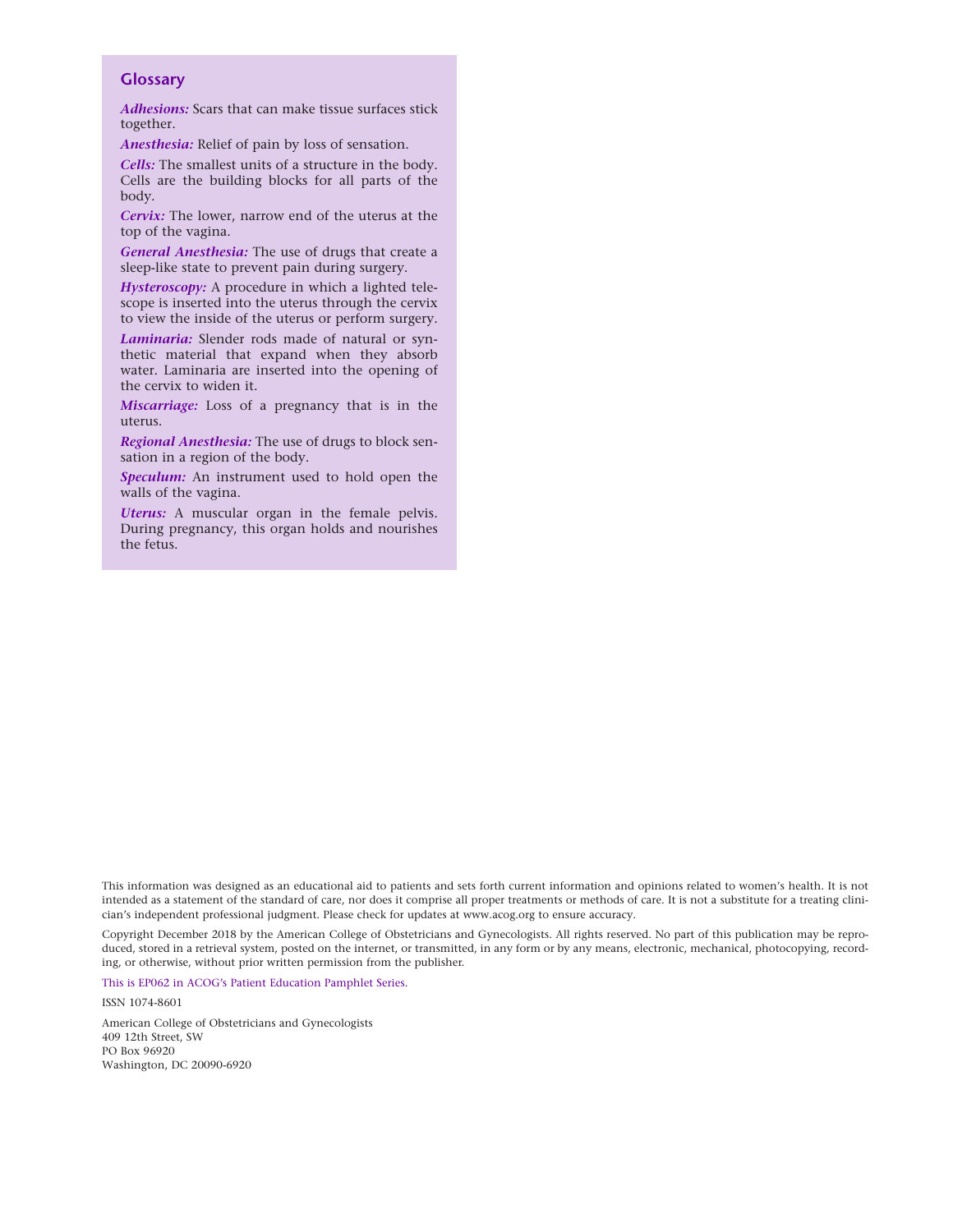## Glossary

***Adhesions:*** Scars that can make tissue surfaces stick together.

***Anesthesia:*** Relief of pain by loss of sensation.

***Cells:*** The smallest units of a structure in the body. Cells are the building blocks for all parts of the body.

***Cervix:*** The lower, narrow end of the uterus at the top of the vagina.

***General Anesthesia:*** The use of drugs that create a sleep-like state to prevent pain during surgery.

***Hysteroscopy:*** A procedure in which a lighted telescope is inserted into the uterus through the cervix to view the inside of the uterus or perform surgery.

***Laminaria:*** Slender rods made of natural or synthetic material that expand when they absorb water. Laminaria are inserted into the opening of the cervix to widen it.

***Miscarriage:*** Loss of a pregnancy that is in the uterus.

***Regional Anesthesia:*** The use of drugs to block sensation in a region of the body.

***Speculum:*** An instrument used to hold open the walls of the vagina.

***Uterus:*** A muscular organ in the female pelvis. During pregnancy, this organ holds and nourishes the fetus.

This information was designed as an educational aid to patients and sets forth current information and opinions related to women's health. It is not intended as a statement of the standard of care, nor does it comprise all proper treatments or methods of care. It is not a substitute for a treating clinician's independent professional judgment. Please check for updates at www.acog.org to ensure accuracy.

Copyright December 2018 by the American College of Obstetricians and Gynecologists. All rights reserved. No part of this publication may be reproduced, stored in a retrieval system, posted on the internet, or transmitted, in any form or by any means, electronic, mechanical, photocopying, recording, or otherwise, without prior written permission from the publisher.

This is EP062 in ACOG's Patient Education Pamphlet Series.

ISSN 1074-8601

American College of Obstetricians and Gynecologists
409 12th Street, SW
PO Box 96920
Washington, DC 20090-6920